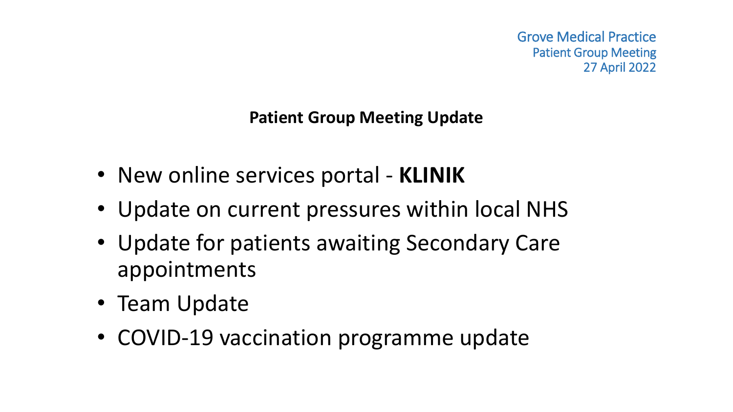Grove Medical Practice
Patient Group Meeting
27 April 2022

# Patient Group Meeting Update

- New online services portal - **KLINIK**
- Update on current pressures within local NHS
- Update for patients awaiting Secondary Care appointments
- Team Update
- COVID-19 vaccination programme update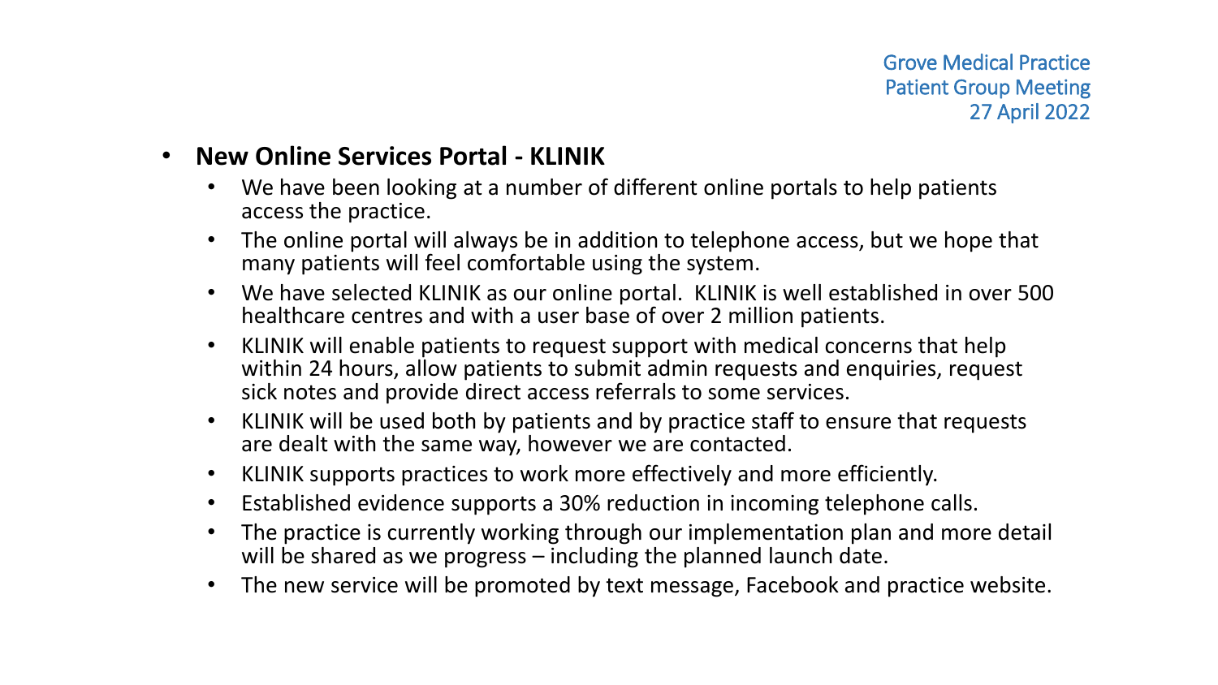Grove Medical Practice
Patient Group Meeting
27 April 2022

- **New Online Services Portal - KLINIK**
  - We have been looking at a number of different online portals to help patients access the practice.
  - The online portal will always be in addition to telephone access, but we hope that many patients will feel comfortable using the system.
  - We have selected KLINIK as our online portal. KLINIK is well established in over 500 healthcare centres and with a user base of over 2 million patients.
  - KLINIK will enable patients to request support with medical concerns that help within 24 hours, allow patients to submit admin requests and enquiries, request sick notes and provide direct access referrals to some services.
  - KLINIK will be used both by patients and by practice staff to ensure that requests are dealt with the same way, however we are contacted.
  - KLINIK supports practices to work more effectively and more efficiently.
  - Established evidence supports a 30% reduction in incoming telephone calls.
  - The practice is currently working through our implementation plan and more detail will be shared as we progress – including the planned launch date.
  - The new service will be promoted by text message, Facebook and practice website.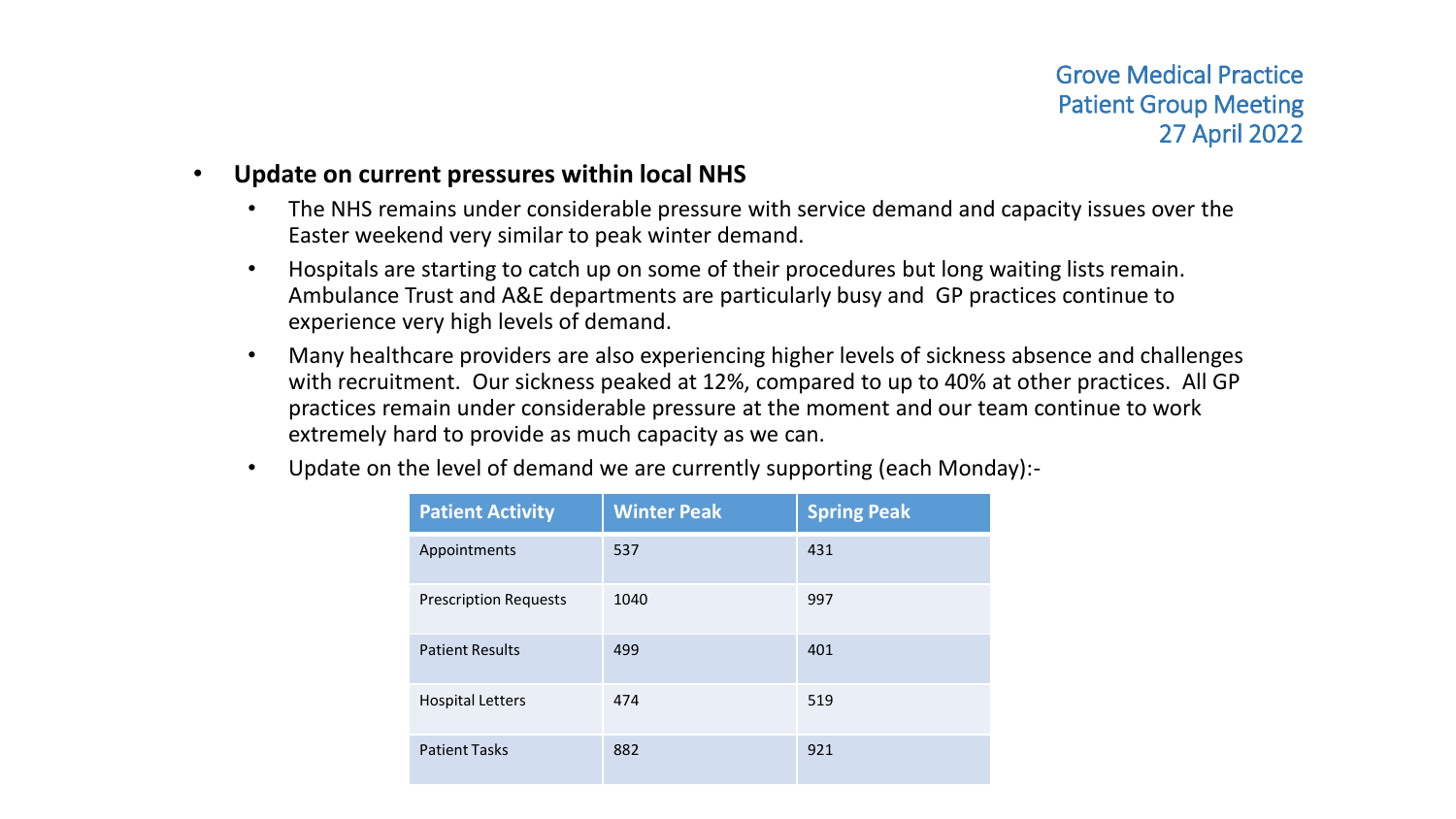Grove Medical Practice
Patient Group Meeting
27 April 2022

- **Update on current pressures within local NHS**
  - The NHS remains under considerable pressure with service demand and capacity issues over the Easter weekend very similar to peak winter demand.
  - Hospitals are starting to catch up on some of their procedures but long waiting lists remain. Ambulance Trust and A&E departments are particularly busy and GP practices continue to experience very high levels of demand.
  - Many healthcare providers are also experiencing higher levels of sickness absence and challenges with recruitment. Our sickness peaked at 12%, compared to up to 40% at other practices. All GP practices remain under considerable pressure at the moment and our team continue to work extremely hard to provide as much capacity as we can.
  - Update on the level of demand we are currently supporting (each Monday):-

| Patient Activity | Winter Peak | Spring Peak |
|---|---|---|
| Appointments | 537 | 431 |
| Prescription Requests | 1040 | 997 |
| Patient Results | 499 | 401 |
| Hospital Letters | 474 | 519 |
| Patient Tasks | 882 | 921 |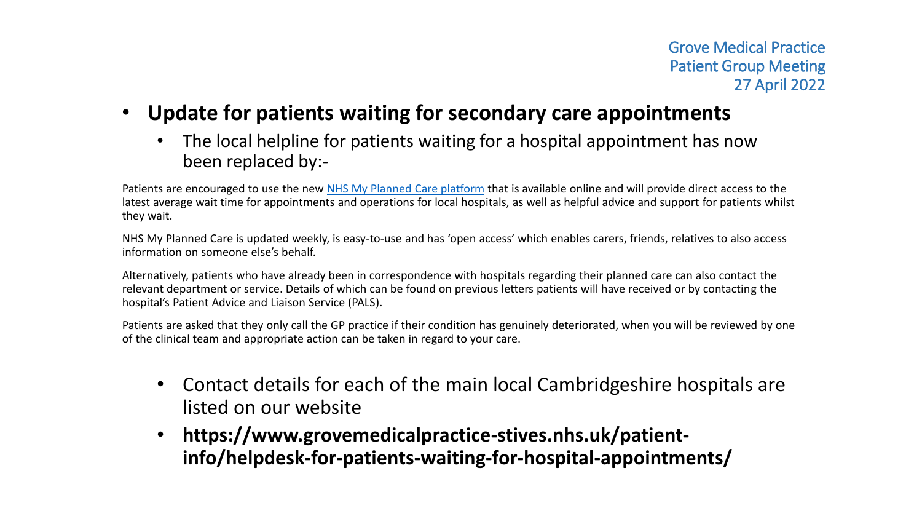Grove Medical Practice
Patient Group Meeting
27 April 2022

- **Update for patients waiting for secondary care appointments**
  - The local helpline for patients waiting for a hospital appointment has now been replaced by:-

Patients are encouraged to use the new [NHS My Planned Care platform]() that is available online and will provide direct access to the latest average wait time for appointments and operations for local hospitals, as well as helpful advice and support for patients whilst they wait.

NHS My Planned Care is updated weekly, is easy-to-use and has 'open access' which enables carers, friends, relatives to also access information on someone else's behalf.

Alternatively, patients who have already been in correspondence with hospitals regarding their planned care can also contact the relevant department or service. Details of which can be found on previous letters patients will have received or by contacting the hospital's Patient Advice and Liaison Service (PALS).

Patients are asked that they only call the GP practice if their condition has genuinely deteriorated, when you will be reviewed by one of the clinical team and appropriate action can be taken in regard to your care.

- Contact details for each of the main local Cambridgeshire hospitals are listed on our website
- **https://www.grovemedicalpractice-stives.nhs.uk/patient-info/helpdesk-for-patients-waiting-for-hospital-appointments/**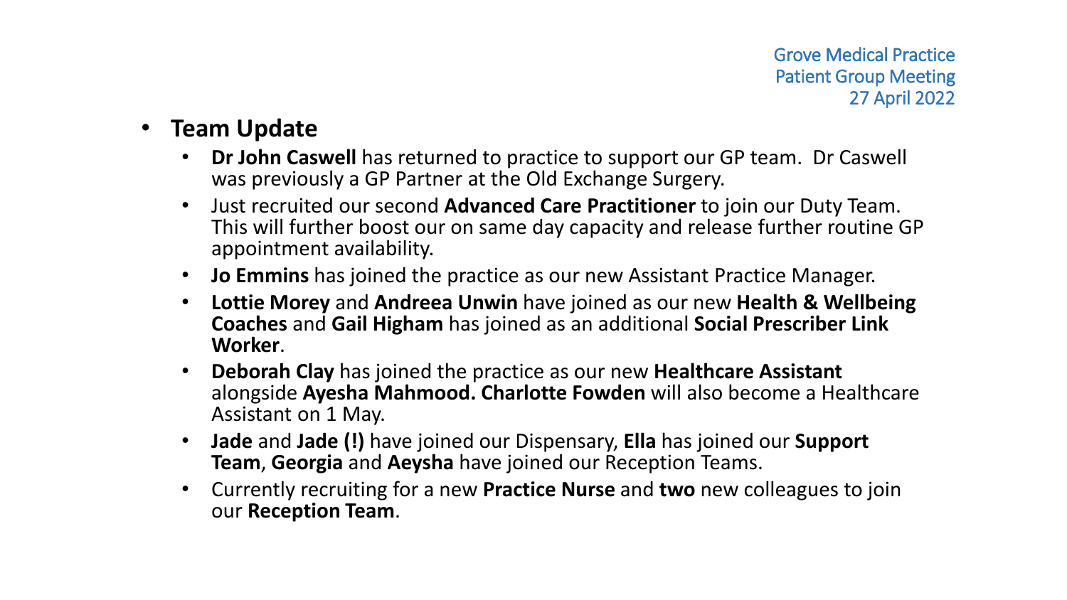Grove Medical Practice
Patient Group Meeting
27 April 2022

- **Team Update**
  - **Dr John Caswell** has returned to practice to support our GP team. Dr Caswell was previously a GP Partner at the Old Exchange Surgery.
  - Just recruited our second **Advanced Care Practitioner** to join our Duty Team. This will further boost our on same day capacity and release further routine GP appointment availability.
  - **Jo Emmins** has joined the practice as our new Assistant Practice Manager.
  - **Lottie Morey** and **Andreea Unwin** have joined as our new **Health & Wellbeing Coaches** and **Gail Higham** has joined as an additional **Social Prescriber Link Worker**.
  - **Deborah Clay** has joined the practice as our new **Healthcare Assistant** alongside **Ayesha Mahmood. Charlotte Fowden** will also become a Healthcare Assistant on 1 May.
  - **Jade** and **Jade (!)** have joined our Dispensary, **Ella** has joined our **Support Team**, **Georgia** and **Aeysha** have joined our Reception Teams.
  - Currently recruiting for a new **Practice Nurse** and **two** new colleagues to join our **Reception Team**.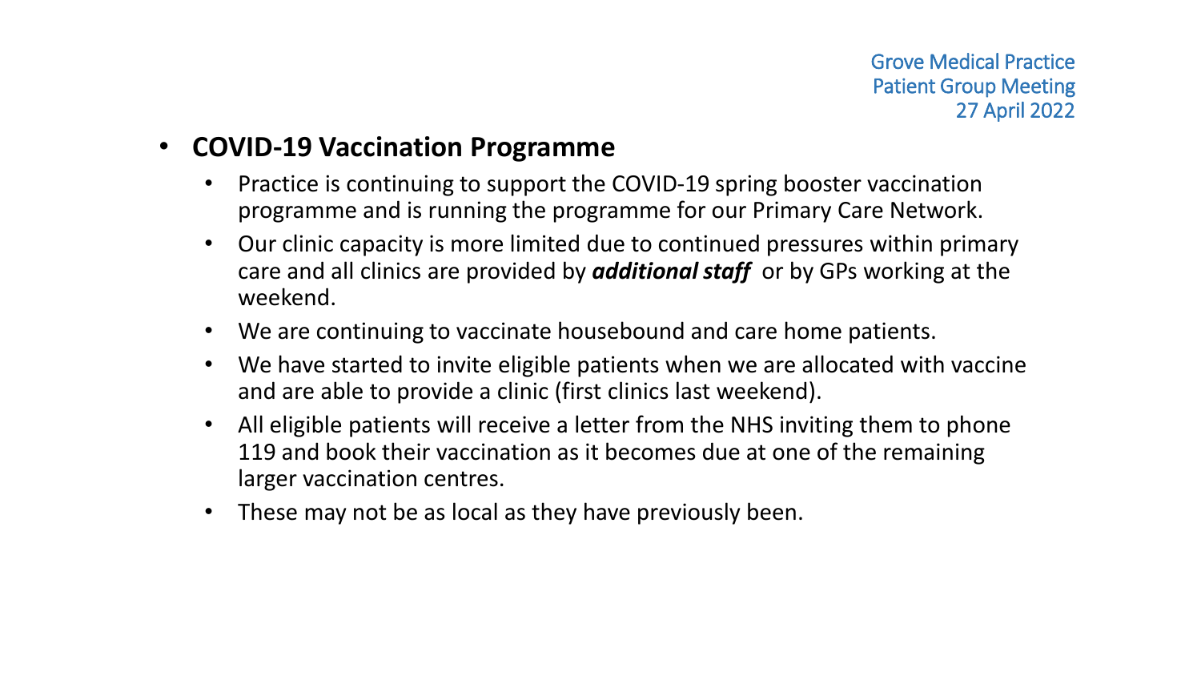Grove Medical Practice
Patient Group Meeting
27 April 2022

- **COVID-19 Vaccination Programme**
  - Practice is continuing to support the COVID-19 spring booster vaccination programme and is running the programme for our Primary Care Network.
  - Our clinic capacity is more limited due to continued pressures within primary care and all clinics are provided by ***additional staff*** or by GPs working at the weekend.
  - We are continuing to vaccinate housebound and care home patients.
  - We have started to invite eligible patients when we are allocated with vaccine and are able to provide a clinic (first clinics last weekend).
  - All eligible patients will receive a letter from the NHS inviting them to phone 119 and book their vaccination as it becomes due at one of the remaining larger vaccination centres.
  - These may not be as local as they have previously been.